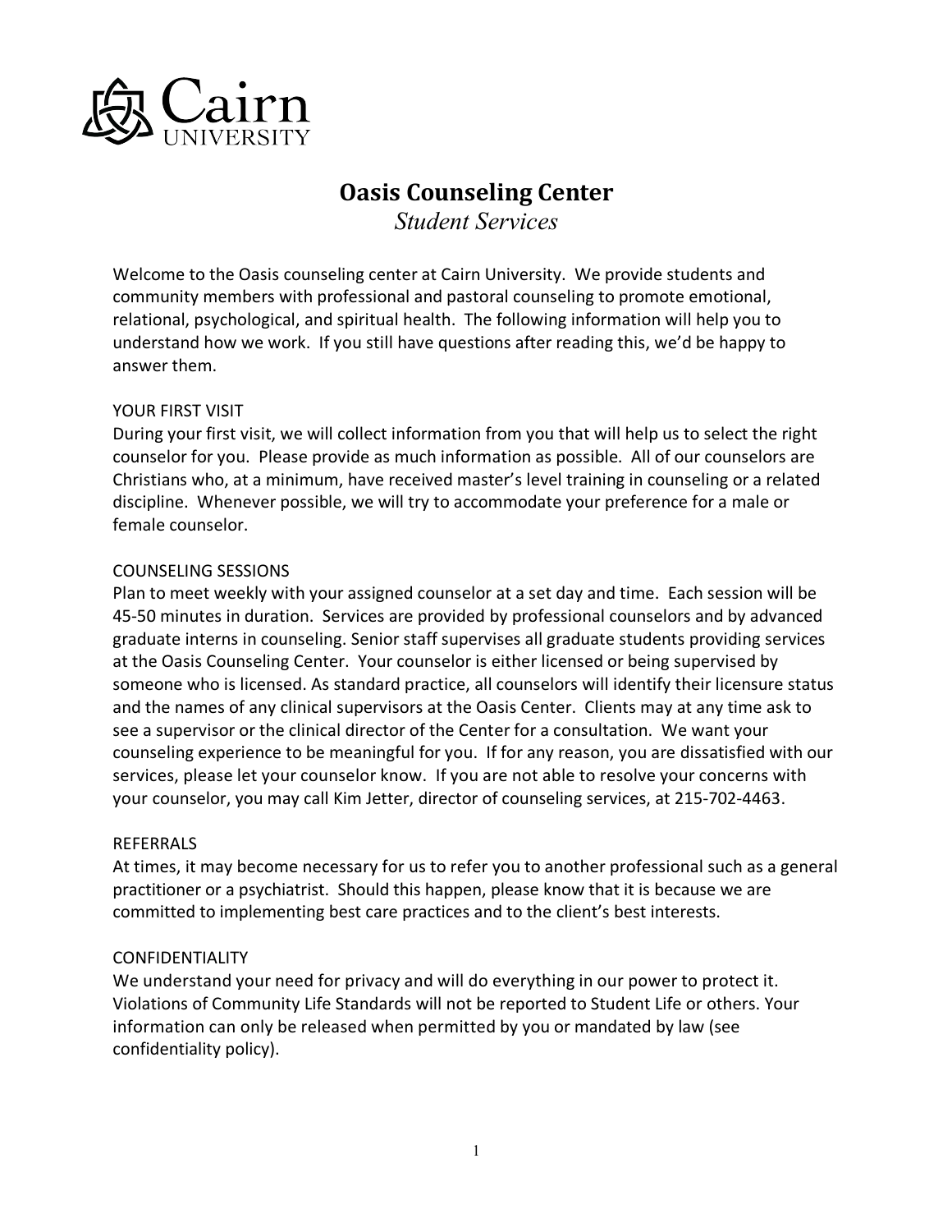Cairn UNIVERSITY

# Oasis Counseling Center

*Student Services*

Welcome to the Oasis counseling center at Cairn University. We provide students and community members with professional and pastoral counseling to promote emotional, relational, psychological, and spiritual health. The following information will help you to understand how we work. If you still have questions after reading this, we'd be happy to answer them.

## YOUR FIRST VISIT

During your first visit, we will collect information from you that will help us to select the right counselor for you. Please provide as much information as possible. All of our counselors are Christians who, at a minimum, have received master's level training in counseling or a related discipline. Whenever possible, we will try to accommodate your preference for a male or female counselor.

## COUNSELING SESSIONS

Plan to meet weekly with your assigned counselor at a set day and time. Each session will be 45-50 minutes in duration. Services are provided by professional counselors and by advanced graduate interns in counseling. Senior staff supervises all graduate students providing services at the Oasis Counseling Center. Your counselor is either licensed or being supervised by someone who is licensed. As standard practice, all counselors will identify their licensure status and the names of any clinical supervisors at the Oasis Center. Clients may at any time ask to see a supervisor or the clinical director of the Center for a consultation. We want your counseling experience to be meaningful for you. If for any reason, you are dissatisfied with our services, please let your counselor know. If you are not able to resolve your concerns with your counselor, you may call Kim Jetter, director of counseling services, at 215-702-4463.

## REFERRALS

At times, it may become necessary for us to refer you to another professional such as a general practitioner or a psychiatrist. Should this happen, please know that it is because we are committed to implementing best care practices and to the client's best interests.

## CONFIDENTIALITY

We understand your need for privacy and will do everything in our power to protect it. Violations of Community Life Standards will not be reported to Student Life or others. Your information can only be released when permitted by you or mandated by law (see confidentiality policy).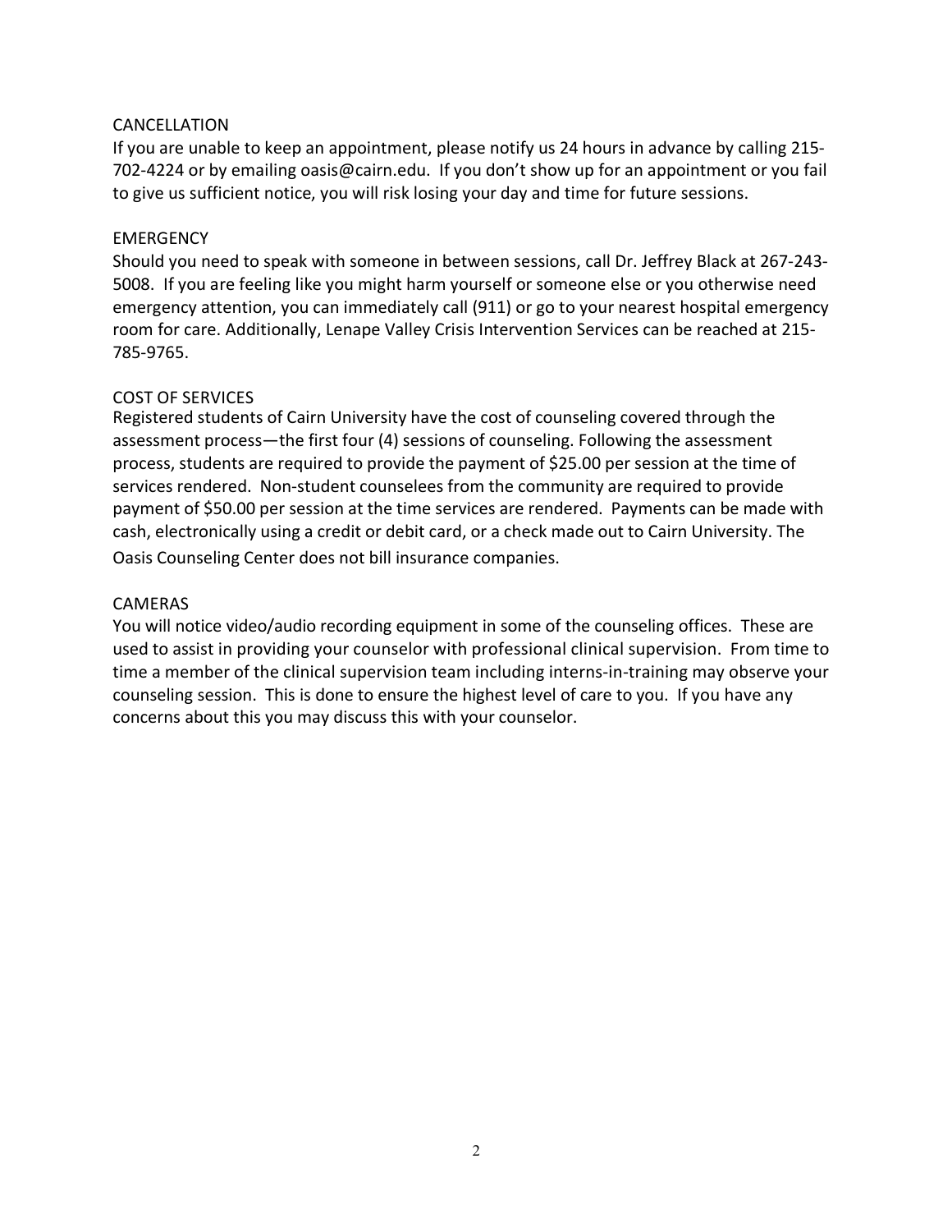## CANCELLATION

If you are unable to keep an appointment, please notify us 24 hours in advance by calling 215-702-4224 or by emailing oasis@cairn.edu. If you don't show up for an appointment or you fail to give us sufficient notice, you will risk losing your day and time for future sessions.

## EMERGENCY

Should you need to speak with someone in between sessions, call Dr. Jeffrey Black at 267-243-5008. If you are feeling like you might harm yourself or someone else or you otherwise need emergency attention, you can immediately call (911) or go to your nearest hospital emergency room for care. Additionally, Lenape Valley Crisis Intervention Services can be reached at 215-785-9765.

## COST OF SERVICES

Registered students of Cairn University have the cost of counseling covered through the assessment process—the first four (4) sessions of counseling. Following the assessment process, students are required to provide the payment of $25.00 per session at the time of services rendered. Non-student counselees from the community are required to provide payment of $50.00 per session at the time services are rendered. Payments can be made with cash, electronically using a credit or debit card, or a check made out to Cairn University. The Oasis Counseling Center does not bill insurance companies.

## CAMERAS

You will notice video/audio recording equipment in some of the counseling offices. These are used to assist in providing your counselor with professional clinical supervision. From time to time a member of the clinical supervision team including interns-in-training may observe your counseling session. This is done to ensure the highest level of care to you. If you have any concerns about this you may discuss this with your counselor.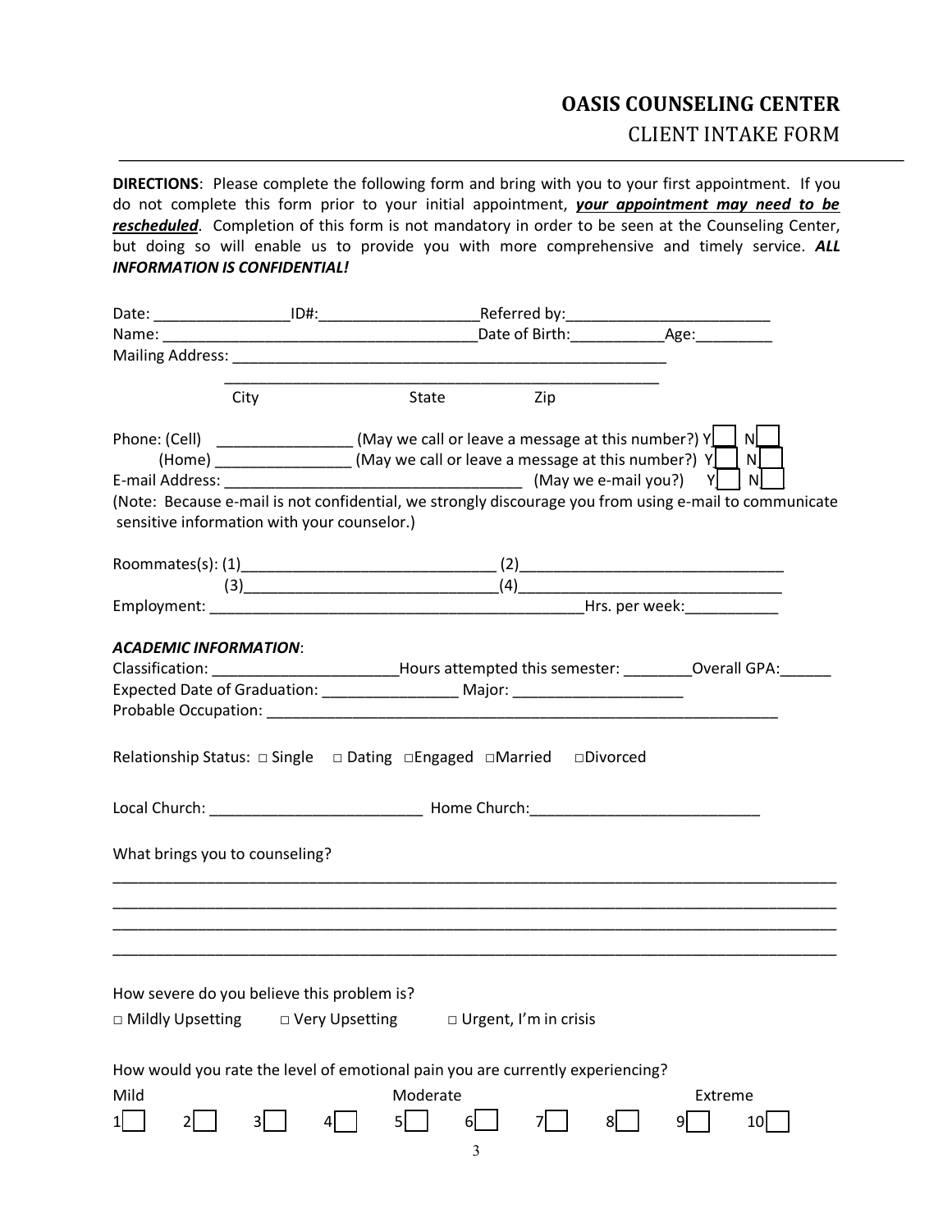# OASIS COUNSELING CENTER

## CLIENT INTAKE FORM

**DIRECTIONS**: Please complete the following form and bring with you to your first appointment. If you do not complete this form prior to your initial appointment, ***your appointment may need to be rescheduled***. Completion of this form is not mandatory in order to be seen at the Counseling Center, but doing so will enable us to provide you with more comprehensive and timely service. ***ALL INFORMATION IS CONFIDENTIAL!***

Date: ________________ID#:___________________Referred by:________________________

Name: ______________________________________Date of Birth:___________Age:_________

Mailing Address: ____________________________________________________

____________________________________________________

City State Zip

Phone: (Cell) ________________ (May we call or leave a message at this number?) Y☐ N☐

(Home) ________________ (May we call or leave a message at this number?) Y☐ N☐

E-mail Address: ____________________________________ (May we e-mail you?) Y☐ N☐

(Note: Because e-mail is not confidential, we strongly discourage you from using e-mail to communicate sensitive information with your counselor.)

Roommates(s): (1)______________________________ (2)______________________________

(3)______________________________(4)______________________________

Employment: ______________________________________________Hrs. per week:___________

***ACADEMIC INFORMATION***:

Classification: ______________________Hours attempted this semester: ________Overall GPA:______

Expected Date of Graduation: ________________ Major: ____________________

Probable Occupation: ______________________________________________________________

Relationship Status: □ Single □ Dating □Engaged □Married □Divorced

Local Church: _________________________ Home Church:___________________________

What brings you to counseling?

_____________________________________________________________________________________

_____________________________________________________________________________________

_____________________________________________________________________________________

_____________________________________________________________________________________

How severe do you believe this problem is?

□ Mildly Upsetting □ Very Upsetting □ Urgent, I'm in crisis

How would you rate the level of emotional pain you are currently experiencing?

Mild Moderate Extreme

1☐ 2☐ 3☐ 4☐ 5☐ 6☐ 7☐ 8☐ 9☐ 10☐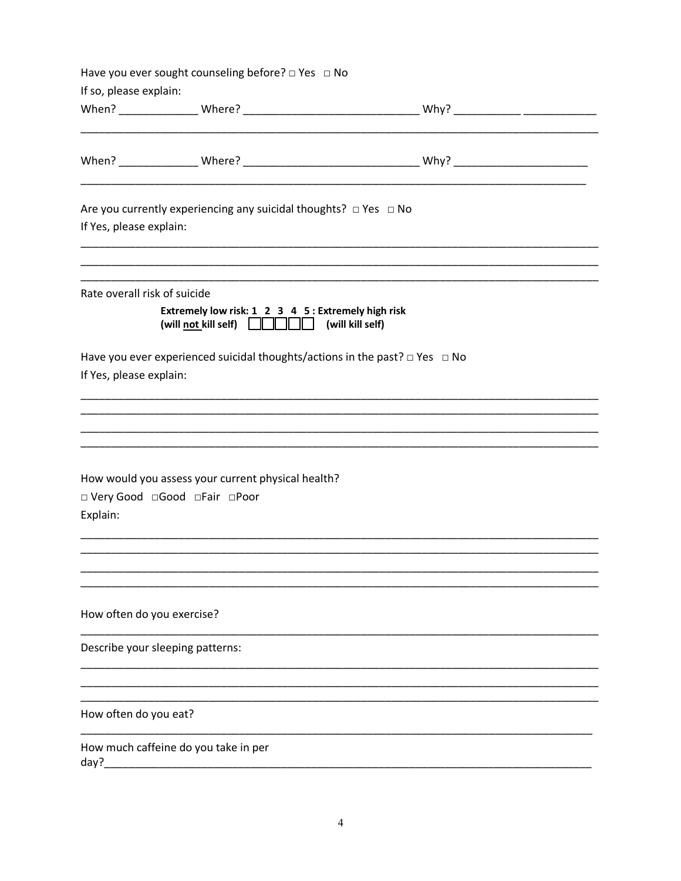Have you ever sought counseling before? □ Yes □ No

If so, please explain:

When? _____________ Where? ____________________________ Why? ___________ ___________

________________________________________________________________________________

When? _____________ Where? ____________________________ Why? ______________________

________________________________________________________________________________

Are you currently experiencing any suicidal thoughts? □ Yes □ No

If Yes, please explain:

________________________________________________________________________________

________________________________________________________________________________

________________________________________________________________________________

Rate overall risk of suicide

**Extremely low risk: 1 2 3 4 5 : Extremely high risk**
**(will <u>not</u> kill self) □□□□□ (will kill self)**

Have you ever experienced suicidal thoughts/actions in the past? □ Yes □ No

If Yes, please explain:

________________________________________________________________________________

________________________________________________________________________________

________________________________________________________________________________

________________________________________________________________________________

How would you assess your current physical health?

□ Very Good □Good □Fair □Poor

Explain:

________________________________________________________________________________

________________________________________________________________________________

________________________________________________________________________________

________________________________________________________________________________

How often do you exercise?

________________________________________________________________________________

Describe your sleeping patterns:

________________________________________________________________________________

________________________________________________________________________________

________________________________________________________________________________

How often do you eat?

________________________________________________________________________________

How much caffeine do you take in per day?____________________________________________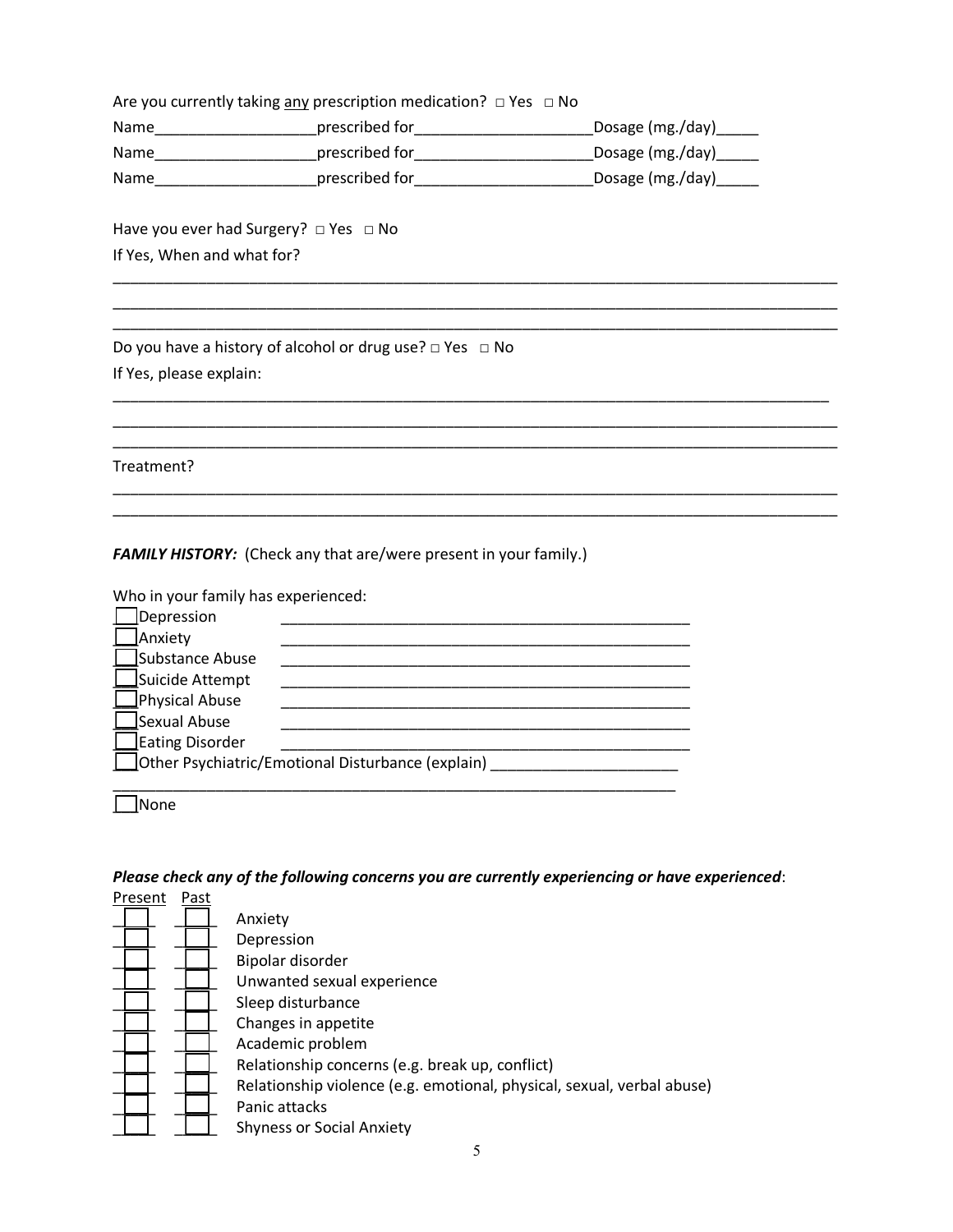Are you currently taking <u>any</u> prescription medication? □ Yes □ No

Name___________________prescribed for_____________________Dosage (mg./day)_____

Name___________________prescribed for_____________________Dosage (mg./day)_____

Name___________________prescribed for_____________________Dosage (mg./day)_____

Have you ever had Surgery? □ Yes □ No

If Yes, When and what for?

_____________________________________________________________________________________

_____________________________________________________________________________________

_____________________________________________________________________________________

Do you have a history of alcohol or drug use? □ Yes □ No

If Yes, please explain:

_____________________________________________________________________________________

_____________________________________________________________________________________

_____________________________________________________________________________________

Treatment?

_____________________________________________________________________________________

_____________________________________________________________________________________

***FAMILY HISTORY:*** (Check any that are/were present in your family.)

Who in your family has experienced:

- ☐ Depression __________________________________________________
- ☐ Anxiety __________________________________________________
- ☐ Substance Abuse __________________________________________________
- ☐ Suicide Attempt __________________________________________________
- ☐ Physical Abuse __________________________________________________
- ☐ Sexual Abuse __________________________________________________
- ☐ Eating Disorder __________________________________________________
- ☐ Other Psychiatric/Emotional Disturbance (explain) ______________________

_____________________________________________________________________

- ☐ None

***Please check any of the following concerns you are currently experiencing or have experienced***:

| Present | Past | |
|---|---|---|
| ☐ | ☐ | Anxiety |
| ☐ | ☐ | Depression |
| ☐ | ☐ | Bipolar disorder |
| ☐ | ☐ | Unwanted sexual experience |
| ☐ | ☐ | Sleep disturbance |
| ☐ | ☐ | Changes in appetite |
| ☐ | ☐ | Academic problem |
| ☐ | ☐ | Relationship concerns (e.g. break up, conflict) |
| ☐ | ☐ | Relationship violence (e.g. emotional, physical, sexual, verbal abuse) |
| ☐ | ☐ | Panic attacks |
| ☐ | ☐ | Shyness or Social Anxiety |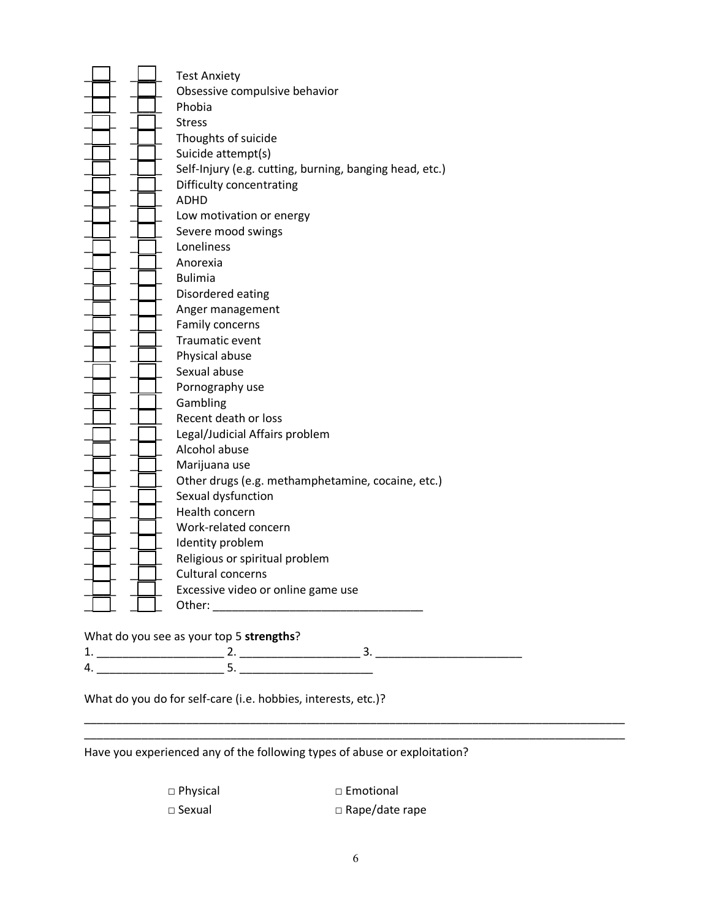| | | |
|---|---|---|
| ☐ | ☐ | Test Anxiety |
| ☐ | ☐ | Obsessive compulsive behavior |
| ☐ | ☐ | Phobia |
| ☐ | ☐ | Stress |
| ☐ | ☐ | Thoughts of suicide |
| ☐ | ☐ | Suicide attempt(s) |
| ☐ | ☐ | Self-Injury (e.g. cutting, burning, banging head, etc.) |
| ☐ | ☐ | Difficulty concentrating |
| ☐ | ☐ | ADHD |
| ☐ | ☐ | Low motivation or energy |
| ☐ | ☐ | Severe mood swings |
| ☐ | ☐ | Loneliness |
| ☐ | ☐ | Anorexia |
| ☐ | ☐ | Bulimia |
| ☐ | ☐ | Disordered eating |
| ☐ | ☐ | Anger management |
| ☐ | ☐ | Family concerns |
| ☐ | ☐ | Traumatic event |
| ☐ | ☐ | Physical abuse |
| ☐ | ☐ | Sexual abuse |
| ☐ | ☐ | Pornography use |
| ☐ | ☐ | Gambling |
| ☐ | ☐ | Recent death or loss |
| ☐ | ☐ | Legal/Judicial Affairs problem |
| ☐ | ☐ | Alcohol abuse |
| ☐ | ☐ | Marijuana use |
| ☐ | ☐ | Other drugs (e.g. methamphetamine, cocaine, etc.) |
| ☐ | ☐ | Sexual dysfunction |
| ☐ | ☐ | Health concern |
| ☐ | ☐ | Work-related concern |
| ☐ | ☐ | Identity problem |
| ☐ | ☐ | Religious or spiritual problem |
| ☐ | ☐ | Cultural concerns |
| ☐ | ☐ | Excessive video or online game use |
| ☐ | ☐ | Other: ________________________________ |

What do you see as your top 5 **strengths**?

1. ___________________ 2. ___________________ 3. ______________________
4. ___________________ 5. ____________________

What do you do for self-care (i.e. hobbies, interests, etc.)?

_________________________________________________________________________________
_________________________________________________________________________________

Have you experienced any of the following types of abuse or exploitation?

□ Physical □ Emotional

□ Sexual □ Rape/date rape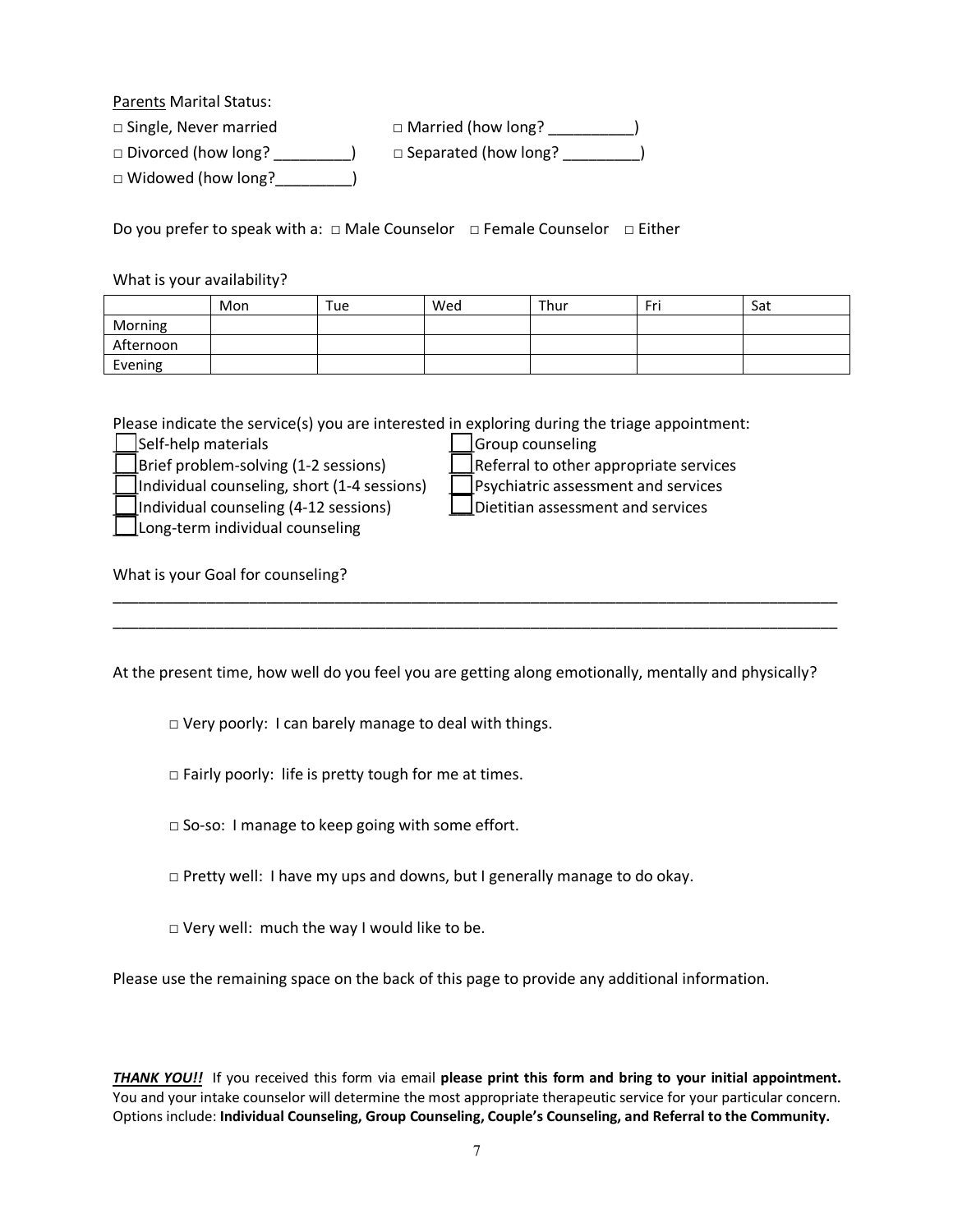<u>Parents</u> Marital Status:

□ Single, Never married　　　□ Married (how long? __________)

□ Divorced (how long? _________)　　□ Separated (how long? _________)

□ Widowed (how long?_________)

Do you prefer to speak with a: □ Male Counselor □ Female Counselor □ Either

What is your availability?

| | Mon | Tue | Wed | Thur | Fri | Sat |
|---|---|---|---|---|---|---|
| Morning | | | | | | |
| Afternoon | | | | | | |
| Evening | | | | | | |

Please indicate the service(s) you are interested in exploring during the triage appointment:

- ☐ Self-help materials
- ☐ Brief problem-solving (1-2 sessions)
- ☐ Individual counseling, short (1-4 sessions)
- ☐ Individual counseling (4-12 sessions)
- ☐ Long-term individual counseling
- ☐ Group counseling
- ☐ Referral to other appropriate services
- ☐ Psychiatric assessment and services
- ☐ Dietitian assessment and services

What is your Goal for counseling?

_______________________________________________________________________________________

_______________________________________________________________________________________

At the present time, how well do you feel you are getting along emotionally, mentally and physically?

□ Very poorly: I can barely manage to deal with things.

□ Fairly poorly: life is pretty tough for me at times.

□ So-so: I manage to keep going with some effort.

□ Pretty well: I have my ups and downs, but I generally manage to do okay.

□ Very well: much the way I would like to be.

Please use the remaining space on the back of this page to provide any additional information.

***<u>THANK YOU!!</u>*** If you received this form via email **please print this form and bring to your initial appointment.** You and your intake counselor will determine the most appropriate therapeutic service for your particular concern. Options include: **Individual Counseling, Group Counseling, Couple's Counseling, and Referral to the Community.**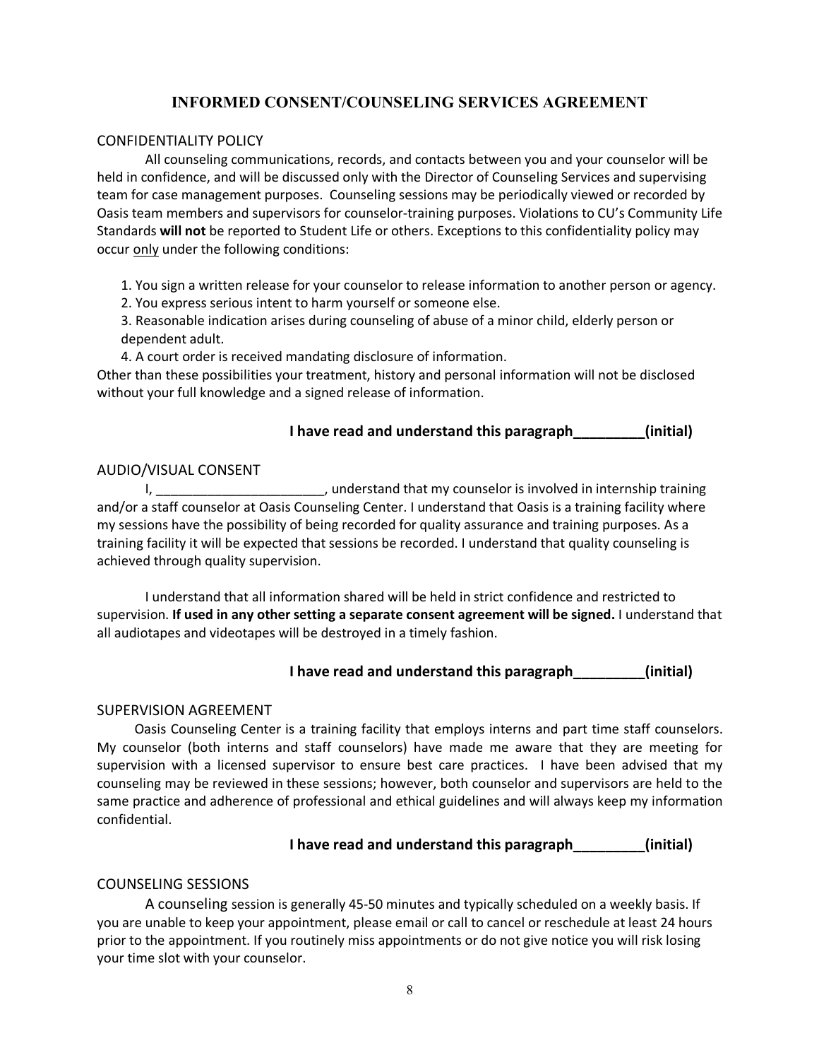# INFORMED CONSENT/COUNSELING SERVICES AGREEMENT

## CONFIDENTIALITY POLICY

All counseling communications, records, and contacts between you and your counselor will be held in confidence, and will be discussed only with the Director of Counseling Services and supervising team for case management purposes. Counseling sessions may be periodically viewed or recorded by Oasis team members and supervisors for counselor-training purposes. Violations to CU's Community Life Standards **will not** be reported to Student Life or others. Exceptions to this confidentiality policy may occur only under the following conditions:

1. You sign a written release for your counselor to release information to another person or agency.
2. You express serious intent to harm yourself or someone else.
3. Reasonable indication arises during counseling of abuse of a minor child, elderly person or dependent adult.
4. A court order is received mandating disclosure of information.

Other than these possibilities your treatment, history and personal information will not be disclosed without your full knowledge and a signed release of information.

**I have read and understand this paragraph_________(initial)**

## AUDIO/VISUAL CONSENT

I, _______________________, understand that my counselor is involved in internship training and/or a staff counselor at Oasis Counseling Center. I understand that Oasis is a training facility where my sessions have the possibility of being recorded for quality assurance and training purposes. As a training facility it will be expected that sessions be recorded. I understand that quality counseling is achieved through quality supervision.

I understand that all information shared will be held in strict confidence and restricted to supervision. **If used in any other setting a separate consent agreement will be signed.** I understand that all audiotapes and videotapes will be destroyed in a timely fashion.

**I have read and understand this paragraph_________(initial)**

## SUPERVISION AGREEMENT

Oasis Counseling Center is a training facility that employs interns and part time staff counselors. My counselor (both interns and staff counselors) have made me aware that they are meeting for supervision with a licensed supervisor to ensure best care practices. I have been advised that my counseling may be reviewed in these sessions; however, both counselor and supervisors are held to the same practice and adherence of professional and ethical guidelines and will always keep my information confidential.

**I have read and understand this paragraph_________(initial)**

## COUNSELING SESSIONS

A counseling session is generally 45-50 minutes and typically scheduled on a weekly basis. If you are unable to keep your appointment, please email or call to cancel or reschedule at least 24 hours prior to the appointment. If you routinely miss appointments or do not give notice you will risk losing your time slot with your counselor.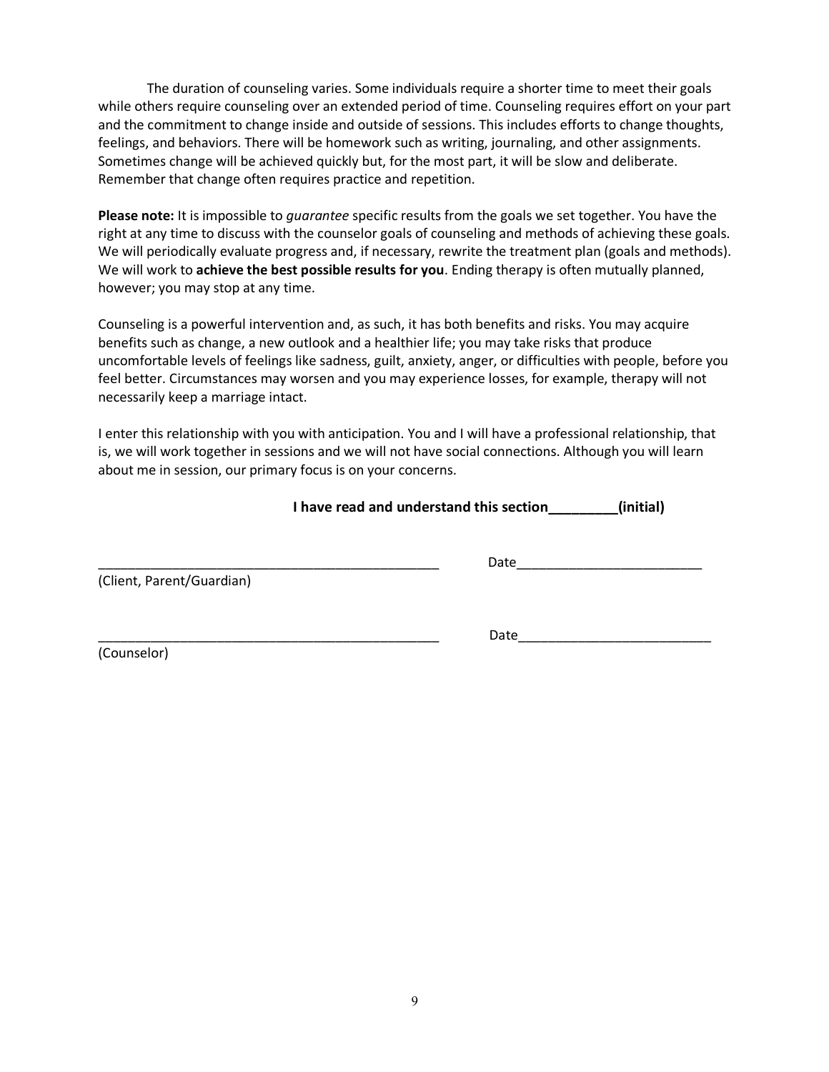The duration of counseling varies. Some individuals require a shorter time to meet their goals while others require counseling over an extended period of time. Counseling requires effort on your part and the commitment to change inside and outside of sessions. This includes efforts to change thoughts, feelings, and behaviors. There will be homework such as writing, journaling, and other assignments. Sometimes change will be achieved quickly but, for the most part, it will be slow and deliberate. Remember that change often requires practice and repetition.

**Please note:** It is impossible to *guarantee* specific results from the goals we set together. You have the right at any time to discuss with the counselor goals of counseling and methods of achieving these goals. We will periodically evaluate progress and, if necessary, rewrite the treatment plan (goals and methods). We will work to **achieve the best possible results for you**. Ending therapy is often mutually planned, however; you may stop at any time.

Counseling is a powerful intervention and, as such, it has both benefits and risks. You may acquire benefits such as change, a new outlook and a healthier life; you may take risks that produce uncomfortable levels of feelings like sadness, guilt, anxiety, anger, or difficulties with people, before you feel better. Circumstances may worsen and you may experience losses, for example, therapy will not necessarily keep a marriage intact.

I enter this relationship with you with anticipation. You and I will have a professional relationship, that is, we will work together in sessions and we will not have social connections. Although you will learn about me in session, our primary focus is on your concerns.

**I have read and understand this section_________(initial)**

_______________________________________________ Date_________________________

(Client, Parent/Guardian)

_______________________________________________ Date__________________________

(Counselor)